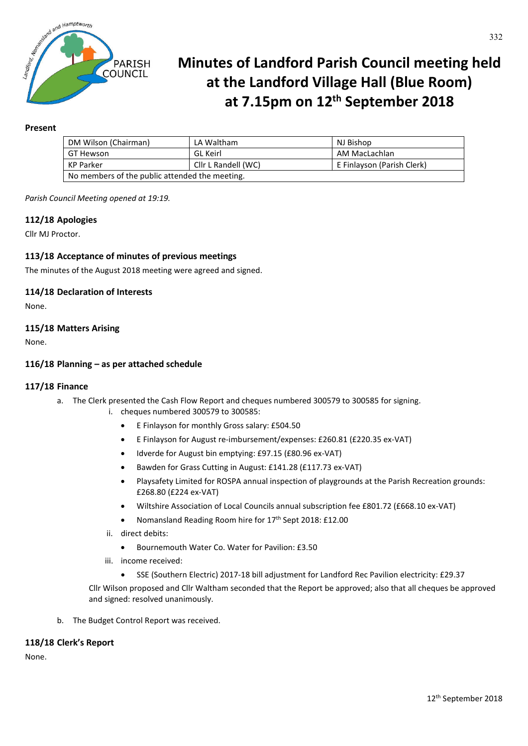# Minutes of Landford Parish Council meeting held at the Landford Village Hall (Blue Room) at 7.15pm on 12th September 2018

**Present**

| DM Wilson (Chairman) | LA Waltham | NJ Bishop |
|---|---|---|
| GT Hewson | GL Keirl | AM MacLachlan |
| KP Parker | Cllr L Randell (WC) | E Finlayson (Parish Clerk) |
| No members of the public attended the meeting. | | |

*Parish Council Meeting opened at 19:19.*

### 112/18 Apologies

Cllr MJ Proctor.

### 113/18 Acceptance of minutes of previous meetings

The minutes of the August 2018 meeting were agreed and signed.

### 114/18 Declaration of Interests

None.

### 115/18 Matters Arising

None.

### 116/18 Planning – as per attached schedule

### 117/18 Finance

a. The Clerk presented the Cash Flow Report and cheques numbered 300579 to 300585 for signing.
   i. cheques numbered 300579 to 300585:
      - E Finlayson for monthly Gross salary: £504.50
      - E Finlayson for August re-imbursement/expenses: £260.81 (£220.35 ex-VAT)
      - Idverde for August bin emptying: £97.15 (£80.96 ex-VAT)
      - Bawden for Grass Cutting in August: £141.28 (£117.73 ex-VAT)
      - Playsafety Limited for ROSPA annual inspection of playgrounds at the Parish Recreation grounds: £268.80 (£224 ex-VAT)
      - Wiltshire Association of Local Councils annual subscription fee £801.72 (£668.10 ex-VAT)
      - Nomansland Reading Room hire for 17th Sept 2018: £12.00
   ii. direct debits:
      - Bournemouth Water Co. Water for Pavilion: £3.50
   iii. income received:
      - SSE (Southern Electric) 2017-18 bill adjustment for Landford Rec Pavilion electricity: £29.37

   Cllr Wilson proposed and Cllr Waltham seconded that the Report be approved; also that all cheques be approved and signed: resolved unanimously.

b. The Budget Control Report was received.

### 118/18 Clerk's Report

None.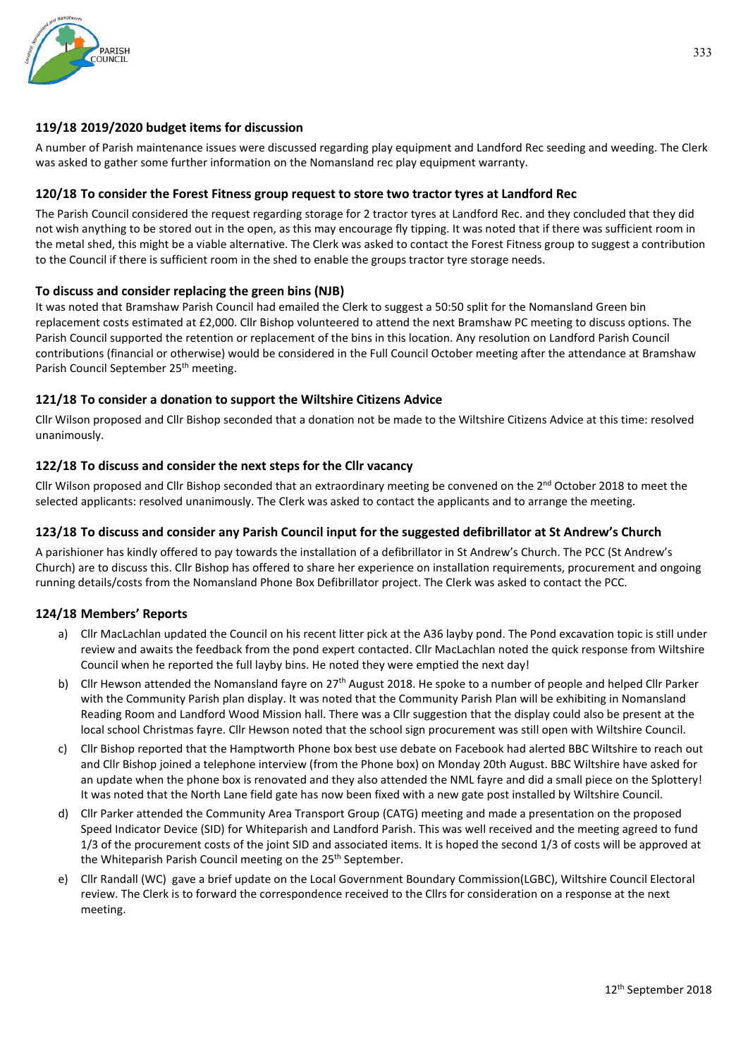### 119/18 2019/2020 budget items for discussion

A number of Parish maintenance issues were discussed regarding play equipment and Landford Rec seeding and weeding. The Clerk was asked to gather some further information on the Nomansland rec play equipment warranty.

### 120/18 To consider the Forest Fitness group request to store two tractor tyres at Landford Rec

The Parish Council considered the request regarding storage for 2 tractor tyres at Landford Rec. and they concluded that they did not wish anything to be stored out in the open, as this may encourage fly tipping. It was noted that if there was sufficient room in the metal shed, this might be a viable alternative. The Clerk was asked to contact the Forest Fitness group to suggest a contribution to the Council if there is sufficient room in the shed to enable the groups tractor tyre storage needs.

### To discuss and consider replacing the green bins (NJB)

It was noted that Bramshaw Parish Council had emailed the Clerk to suggest a 50:50 split for the Nomansland Green bin replacement costs estimated at £2,000. Cllr Bishop volunteered to attend the next Bramshaw PC meeting to discuss options. The Parish Council supported the retention or replacement of the bins in this location. Any resolution on Landford Parish Council contributions (financial or otherwise) would be considered in the Full Council October meeting after the attendance at Bramshaw Parish Council September 25th meeting.

### 121/18 To consider a donation to support the Wiltshire Citizens Advice

Cllr Wilson proposed and Cllr Bishop seconded that a donation not be made to the Wiltshire Citizens Advice at this time: resolved unanimously.

### 122/18 To discuss and consider the next steps for the Cllr vacancy

Cllr Wilson proposed and Cllr Bishop seconded that an extraordinary meeting be convened on the 2nd October 2018 to meet the selected applicants: resolved unanimously. The Clerk was asked to contact the applicants and to arrange the meeting.

### 123/18 To discuss and consider any Parish Council input for the suggested defibrillator at St Andrew's Church

A parishioner has kindly offered to pay towards the installation of a defibrillator in St Andrew's Church. The PCC (St Andrew's Church) are to discuss this. Cllr Bishop has offered to share her experience on installation requirements, procurement and ongoing running details/costs from the Nomansland Phone Box Defibrillator project. The Clerk was asked to contact the PCC.

### 124/18 Members' Reports

a) Cllr MacLachlan updated the Council on his recent litter pick at the A36 layby pond. The Pond excavation topic is still under review and awaits the feedback from the pond expert contacted. Cllr MacLachlan noted the quick response from Wiltshire Council when he reported the full layby bins. He noted they were emptied the next day!

b) Cllr Hewson attended the Nomansland fayre on 27th August 2018. He spoke to a number of people and helped Cllr Parker with the Community Parish plan display. It was noted that the Community Parish Plan will be exhibiting in Nomansland Reading Room and Landford Wood Mission hall. There was a Cllr suggestion that the display could also be present at the local school Christmas fayre. Cllr Hewson noted that the school sign procurement was still open with Wiltshire Council.

c) Cllr Bishop reported that the Hamptworth Phone box best use debate on Facebook had alerted BBC Wiltshire to reach out and Cllr Bishop joined a telephone interview (from the Phone box) on Monday 20th August. BBC Wiltshire have asked for an update when the phone box is renovated and they also attended the NML fayre and did a small piece on the Splottery! It was noted that the North Lane field gate has now been fixed with a new gate post installed by Wiltshire Council.

d) Cllr Parker attended the Community Area Transport Group (CATG) meeting and made a presentation on the proposed Speed Indicator Device (SID) for Whiteparish and Landford Parish. This was well received and the meeting agreed to fund 1/3 of the procurement costs of the joint SID and associated items. It is hoped the second 1/3 of costs will be approved at the Whiteparish Parish Council meeting on the 25th September.

e) Cllr Randall (WC) gave a brief update on the Local Government Boundary Commission(LGBC), Wiltshire Council Electoral review. The Clerk is to forward the correspondence received to the Cllrs for consideration on a response at the next meeting.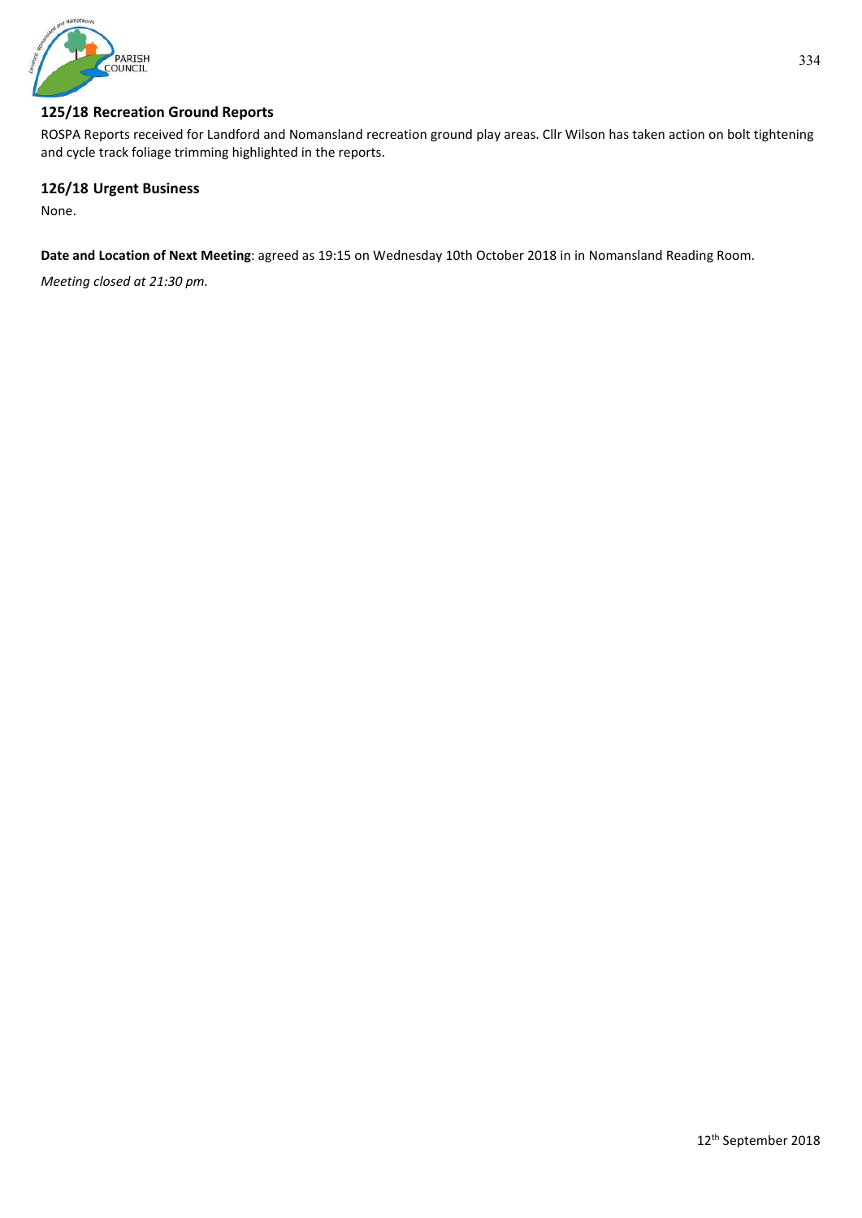### 125/18 Recreation Ground Reports

ROSPA Reports received for Landford and Nomansland recreation ground play areas. Cllr Wilson has taken action on bolt tightening and cycle track foliage trimming highlighted in the reports.

### 126/18 Urgent Business

None.

**Date and Location of Next Meeting**: agreed as 19:15 on Wednesday 10th October 2018 in in Nomansland Reading Room.

*Meeting closed at 21:30 pm.*